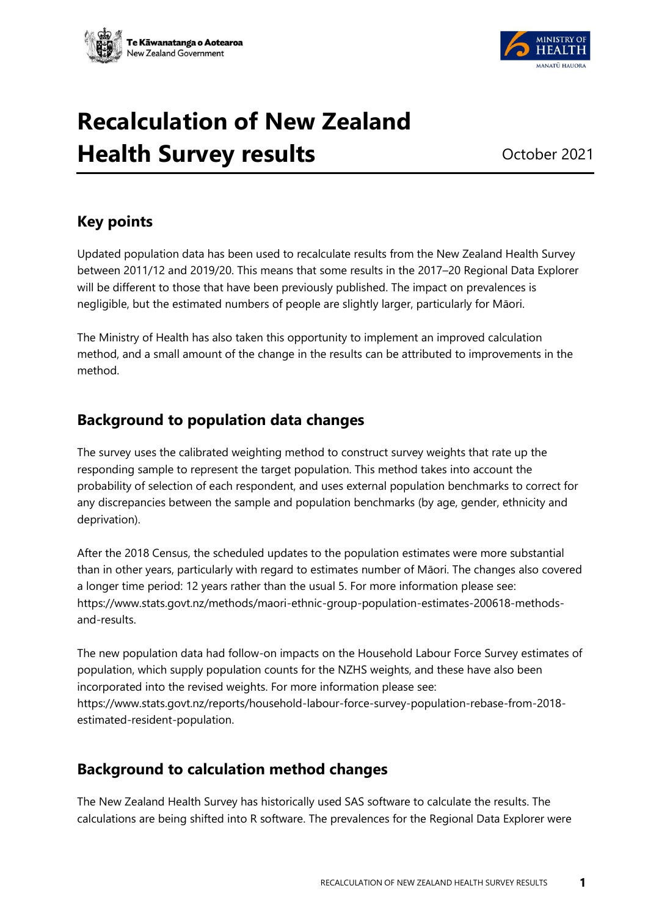# Recalculation of New Zealand Health Survey results

October 2021

## Key points

Updated population data has been used to recalculate results from the New Zealand Health Survey between 2011/12 and 2019/20. This means that some results in the 2017–20 Regional Data Explorer will be different to those that have been previously published. The impact on prevalences is negligible, but the estimated numbers of people are slightly larger, particularly for Māori.

The Ministry of Health has also taken this opportunity to implement an improved calculation method, and a small amount of the change in the results can be attributed to improvements in the method.

## Background to population data changes

The survey uses the calibrated weighting method to construct survey weights that rate up the responding sample to represent the target population. This method takes into account the probability of selection of each respondent, and uses external population benchmarks to correct for any discrepancies between the sample and population benchmarks (by age, gender, ethnicity and deprivation).

After the 2018 Census, the scheduled updates to the population estimates were more substantial than in other years, particularly with regard to estimates number of Māori. The changes also covered a longer time period: 12 years rather than the usual 5. For more information please see: https://www.stats.govt.nz/methods/maori-ethnic-group-population-estimates-200618-methods-and-results.

The new population data had follow-on impacts on the Household Labour Force Survey estimates of population, which supply population counts for the NZHS weights, and these have also been incorporated into the revised weights. For more information please see: https://www.stats.govt.nz/reports/household-labour-force-survey-population-rebase-from-2018-estimated-resident-population.

## Background to calculation method changes

The New Zealand Health Survey has historically used SAS software to calculate the results. The calculations are being shifted into R software. The prevalences for the Regional Data Explorer were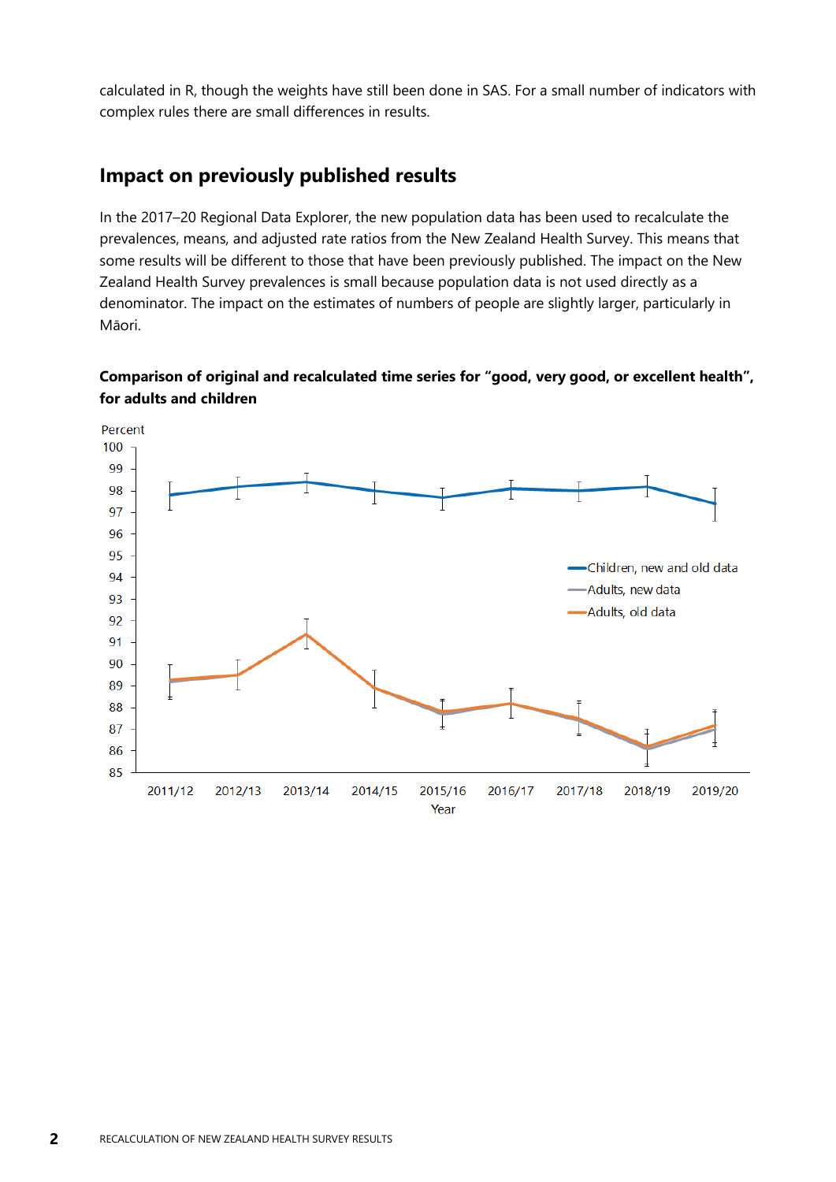calculated in R, though the weights have still been done in SAS. For a small number of indicators with complex rules there are small differences in results.

## Impact on previously published results

In the 2017–20 Regional Data Explorer, the new population data has been used to recalculate the prevalences, means, and adjusted rate ratios from the New Zealand Health Survey. This means that some results will be different to those that have been previously published. The impact on the New Zealand Health Survey prevalences is small because population data is not used directly as a denominator. The impact on the estimates of numbers of people are slightly larger, particularly in Māori.

**Comparison of original and recalculated time series for "good, very good, or excellent health", for adults and children**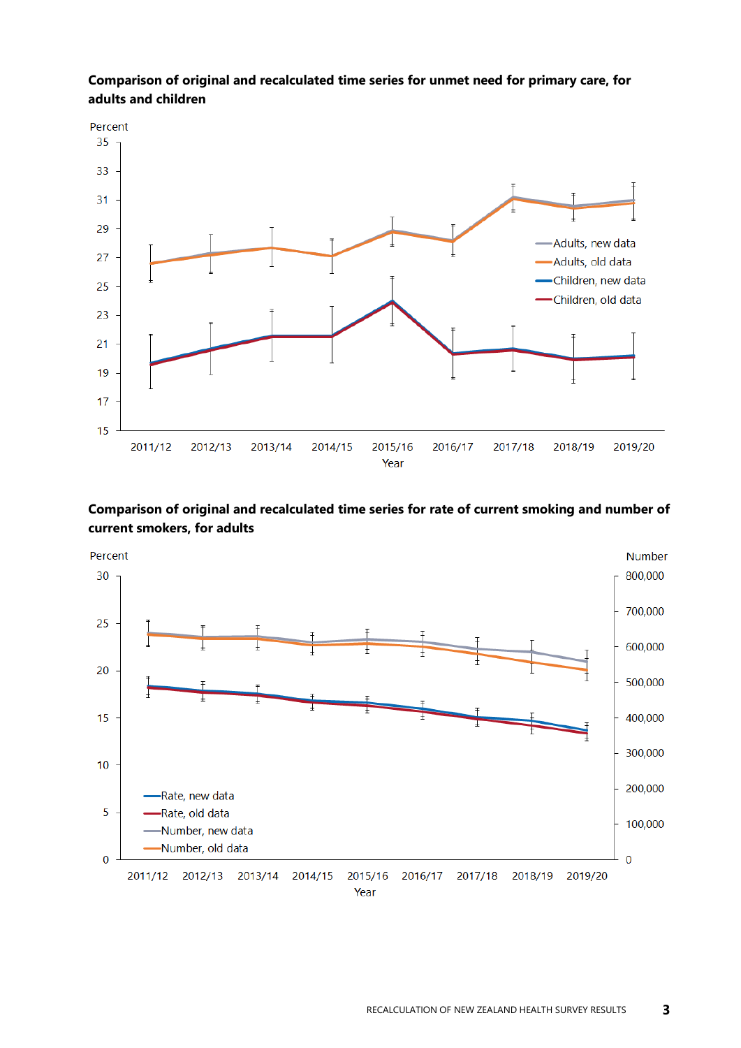**Comparison of original and recalculated time series for unmet need for primary care, for adults and children**

Percent

Legend: Adults, new data; Adults, old data; Children, new data; Children, old data

Year: 2011/12, 2012/13, 2013/14, 2014/15, 2015/16, 2016/17, 2017/18, 2018/19, 2019/20

**Comparison of original and recalculated time series for rate of current smoking and number of current smokers, for adults**

Percent / Number

Legend: Rate, new data; Rate, old data; Number, new data; Number, old data

Year: 2011/12, 2012/13, 2013/14, 2014/15, 2015/16, 2016/17, 2017/18, 2018/19, 2019/20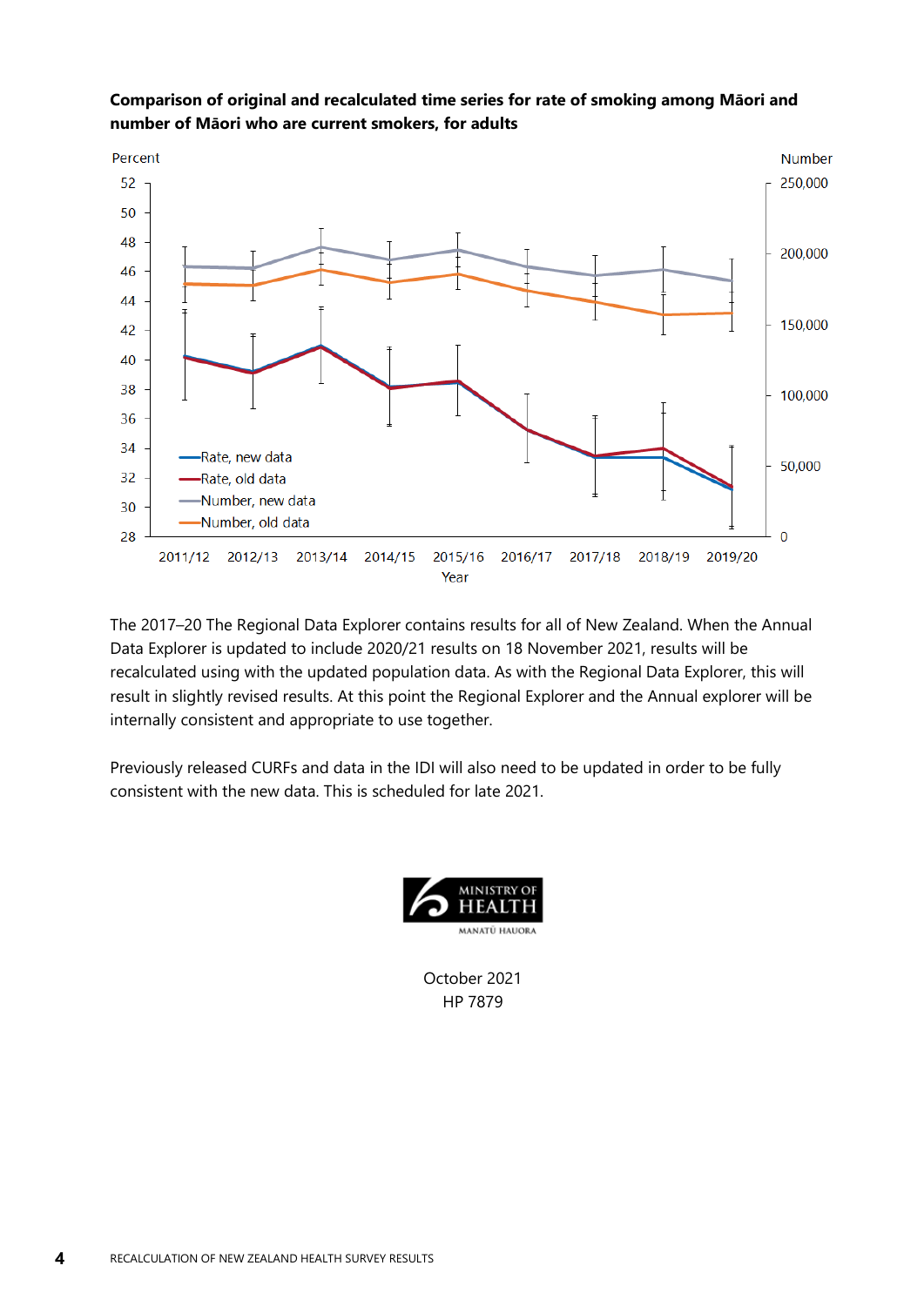**Comparison of original and recalculated time series for rate of smoking among Māori and number of Māori who are current smokers, for adults**

Percent

52
50
48
46
44
42
40
38
36
34
32
30
28

Number

250,000
200,000
150,000
100,000
50,000
0

Rate, new data
Rate, old data
Number, new data
Number, old data

2011/12 2012/13 2013/14 2014/15 2015/16 2016/17 2017/18 2018/19 2019/20

Year

The 2017–20 The Regional Data Explorer contains results for all of New Zealand. When the Annual Data Explorer is updated to include 2020/21 results on 18 November 2021, results will be recalculated using with the updated population data. As with the Regional Data Explorer, this will result in slightly revised results. At this point the Regional Explorer and the Annual explorer will be internally consistent and appropriate to use together.

Previously released CURFs and data in the IDI will also need to be updated in order to be fully consistent with the new data. This is scheduled for late 2021.

MINISTRY OF HEALTH
MANATŪ HAUORA

October 2021
HP 7879